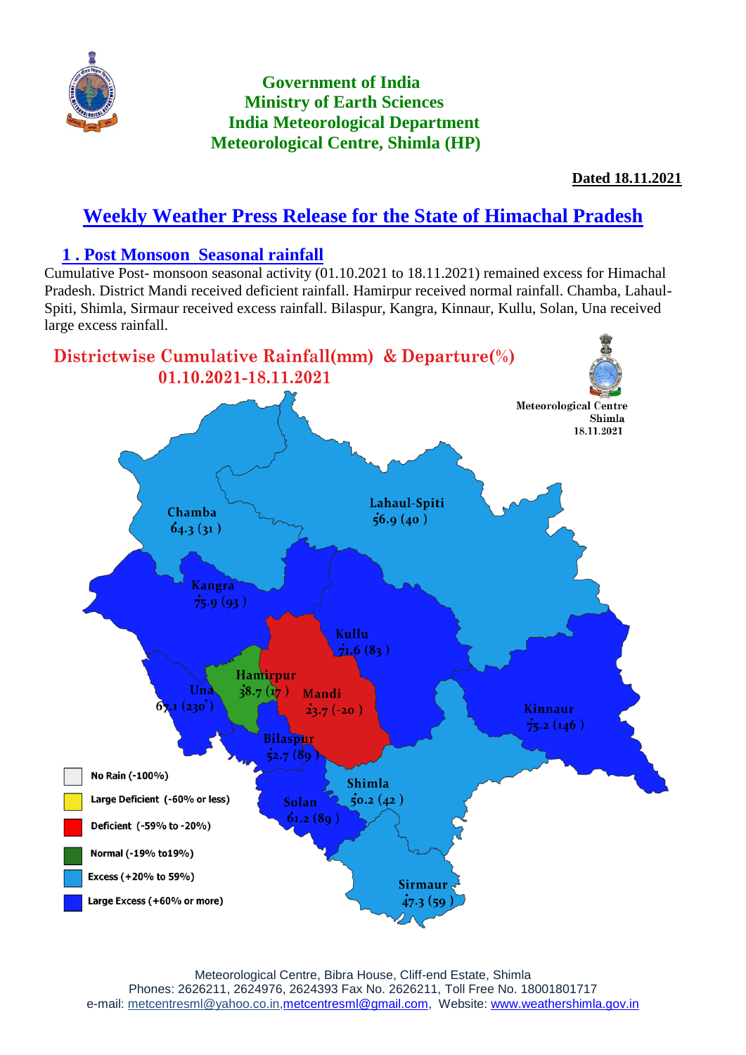**Government of India**
**Ministry of Earth Sciences**
**India Meteorological Department**
**Meteorological Centre, Shimla (HP)**

**Dated 18.11.2021**

# Weekly Weather Press Release for the State of Himachal Pradesh

## 1 . Post Monsoon Seasonal rainfall

Cumulative Post- monsoon seasonal activity (01.10.2021 to 18.11.2021) remained excess for Himachal Pradesh. District Mandi received deficient rainfall. Hamirpur received normal rainfall. Chamba, Lahaul-Spiti, Shimla, Sirmaur received excess rainfall. Bilaspur, Kangra, Kinnaur, Kullu, Solan, Una received large excess rainfall.

**Districtwise Cumulative Rainfall(mm) & Departure(%)**
**01.10.2021-18.11.2021**

Meteorological Centre Shimla 18.11.2021

| District | Rainfall (mm) | Departure (%) |
|---|---|---|
| Chamba | 64.3 | 31 |
| Lahaul-Spiti | 56.9 | 40 |
| Kangra | 75.9 | 93 |
| Kullu | 71.6 | 83 |
| Hamirpur | 38.7 | 17 |
| Una | 67.1 | 230 |
| Mandi | 23.7 | -20 |
| Kinnaur | 75.2 | 146 |
| Bilaspur | 52.7 | 89 |
| Shimla | 50.2 | 42 |
| Solan | 61.2 | 89 |
| Sirmaur | 47.3 | 59 |

- No Rain (-100%)
- Large Deficient (-60% or less)
- Deficient (-59% to -20%)
- Normal (-19% to19%)
- Excess (+20% to 59%)
- Large Excess (+60% or more)

Meteorological Centre, Bibra House, Cliff-end Estate, Shimla
Phones: 2626211, 2624976, 2624393 Fax No. 2626211, Toll Free No. 18001801717
e-mail: metcentresml@yahoo.co.in,metcentresml@gmail.com, Website: www.weathershimla.gov.in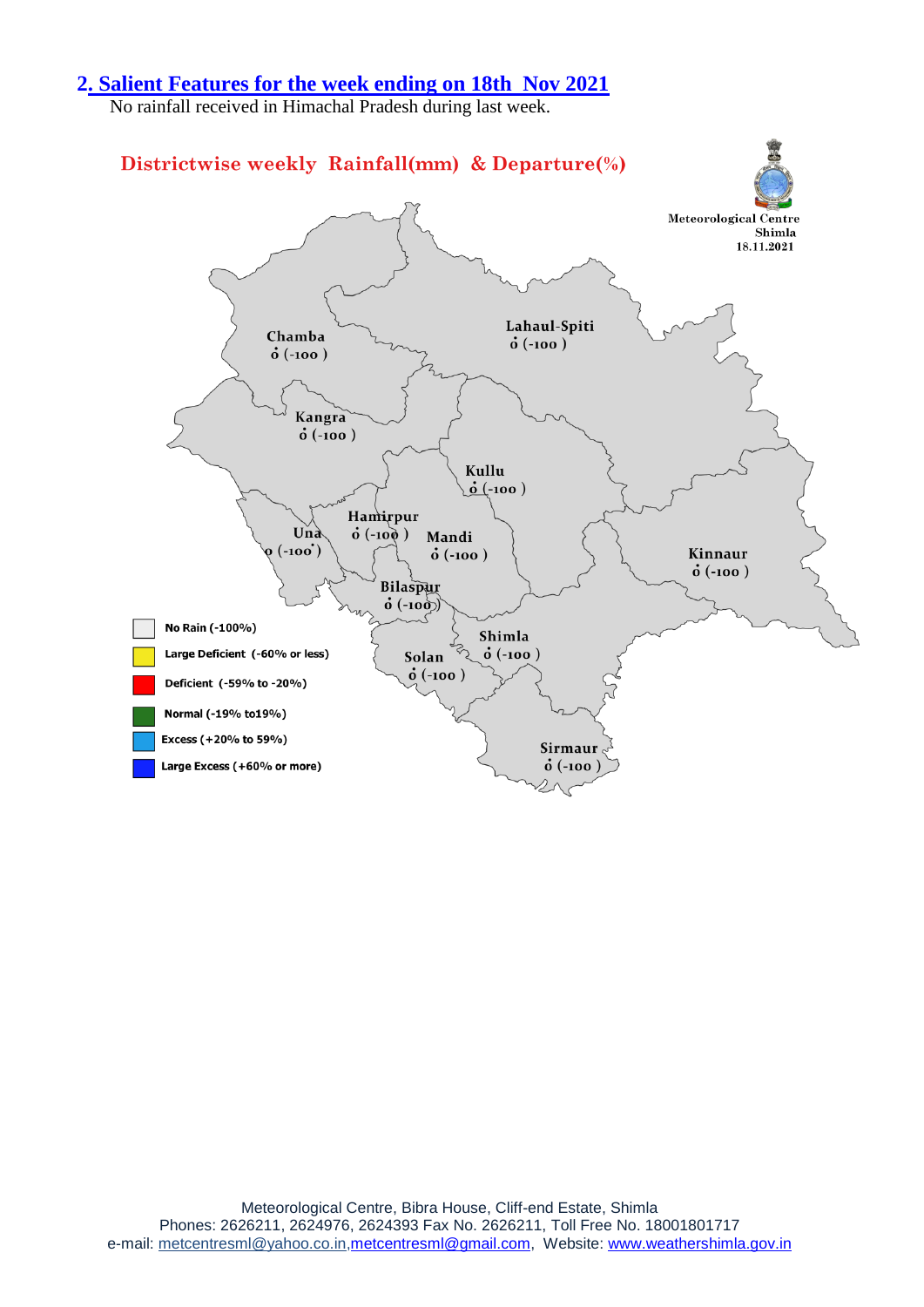## 2. Salient Features for the week ending on 18th Nov 2021

No rainfall received in Himachal Pradesh during last week.

**Districtwise weekly Rainfall(mm) & Departure(%)**

Meteorological Centre
Shimla
18.11.2021

Chamba
0 (-100 )

Lahaul-Spiti
0 (-100 )

Kangra
0 (-100 )

Kullu
0 (-100 )

Hamirpur
0 (-100 )

Una
0 (-100 )

Mandi
0 (-100 )

Kinnaur
0 (-100 )

Bilaspur
0 (-100 )

Shimla
0 (-100 )

Solan
0 (-100 )

Sirmaur
0 (-100 )

- No Rain (-100%)
- Large Deficient (-60% or less)
- Deficient (-59% to -20%)
- Normal (-19% to19%)
- Excess (+20% to 59%)
- Large Excess (+60% or more)

Meteorological Centre, Bibra House, Cliff-end Estate, Shimla
Phones: 2626211, 2624976, 2624393 Fax No. 2626211, Toll Free No. 18001801717
e-mail: metcentresml@yahoo.co.in, metcentresml@gmail.com, Website: www.weathershimla.gov.in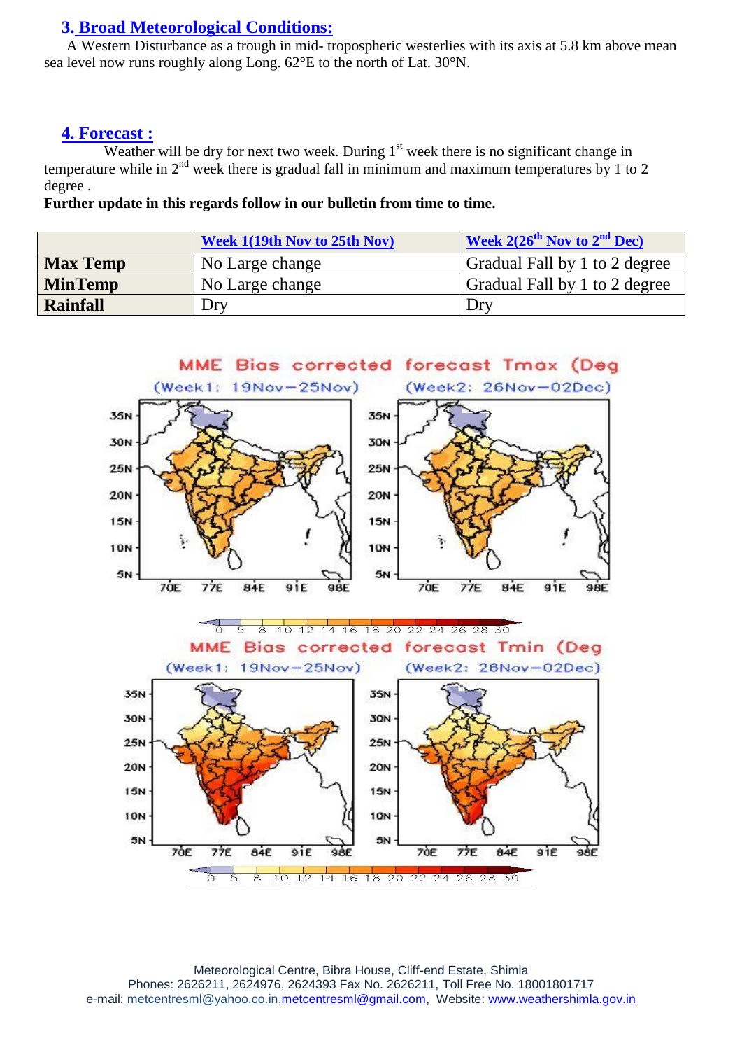## 3. Broad Meteorological Conditions:

A Western Disturbance as a trough in mid- tropospheric westerlies with its axis at 5.8 km above mean sea level now runs roughly along Long. 62°E to the north of Lat. 30°N.

## 4. Forecast :

Weather will be dry for next two week. During 1st week there is no significant change in temperature while in 2nd week there is gradual fall in minimum and maximum temperatures by 1 to 2 degree .

**Further update in this regards follow in our bulletin from time to time.**

| | Week 1(19th Nov to 25th Nov) | Week 2(26th Nov to 2nd Dec) |
|---|---|---|
| **Max Temp** | No Large change | Gradual Fall by 1 to 2 degree |
| **MinTemp** | No Large change | Gradual Fall by 1 to 2 degree |
| **Rainfall** | Dry | Dry |

MME Bias corrected forecast Tmax (Deg

(Week1: 19Nov–25Nov) (Week2: 26Nov–02Dec)

MME Bias corrected forecast Tmin (Deg

(Week1: 19Nov–25Nov) (Week2: 26Nov–02Dec)

Meteorological Centre, Bibra House, Cliff-end Estate, Shimla
Phones: 2626211, 2624976, 2624393 Fax No. 2626211, Toll Free No. 18001801717
e-mail: metcentresml@yahoo.co.in,metcentresml@gmail.com, Website: www.weathershimla.gov.in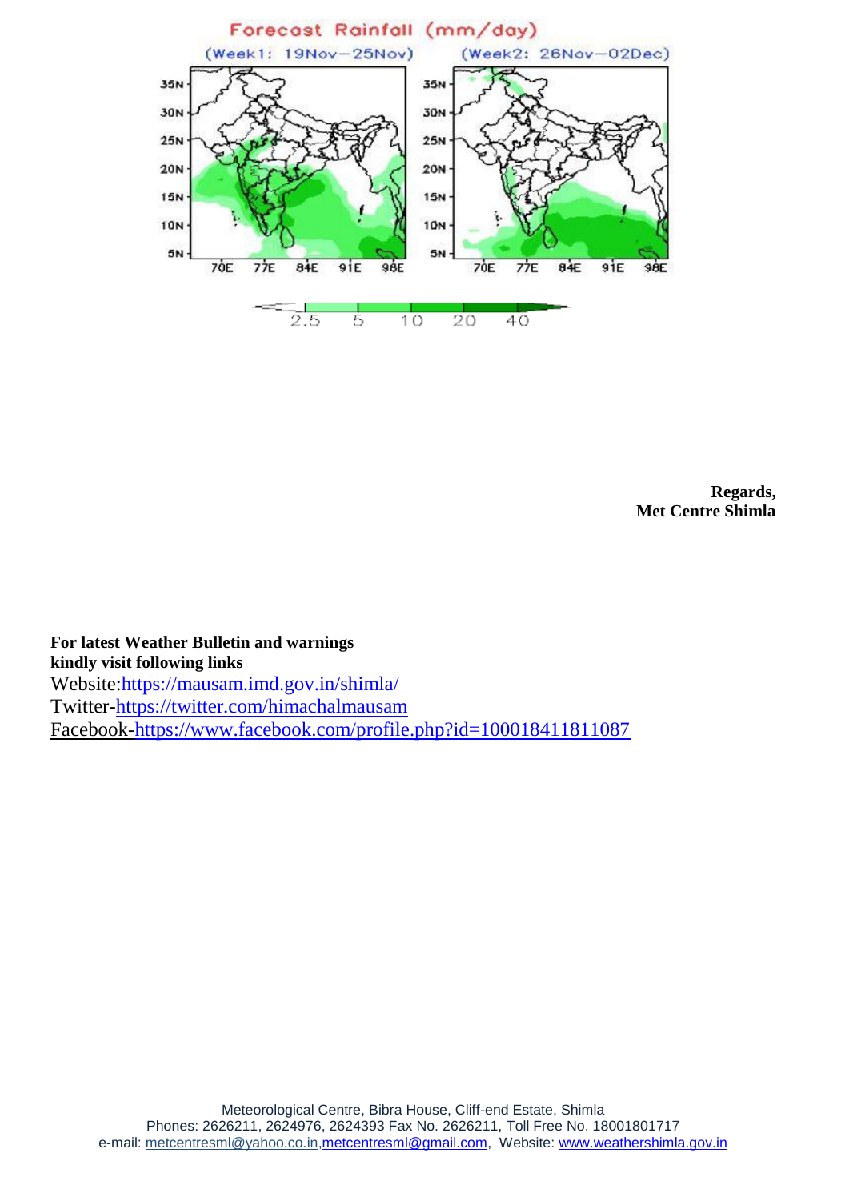Forecast Rainfall (mm/day)

(Week1: 19Nov–25Nov) (Week2: 26Nov–02Dec)

**Regards,**
**Met Centre Shimla**

---

**For latest Weather Bulletin and warnings**
**kindly visit following links**

Website:https://mausam.imd.gov.in/shimla/
Twitter-https://twitter.com/himachalmausam
Facebook-https://www.facebook.com/profile.php?id=100018411811087

Meteorological Centre, Bibra House, Cliff-end Estate, Shimla
Phones: 2626211, 2624976, 2624393 Fax No. 2626211, Toll Free No. 18001801717
e-mail: metcentresml@yahoo.co.in,metcentresml@gmail.com, Website: www.weathershimla.gov.in